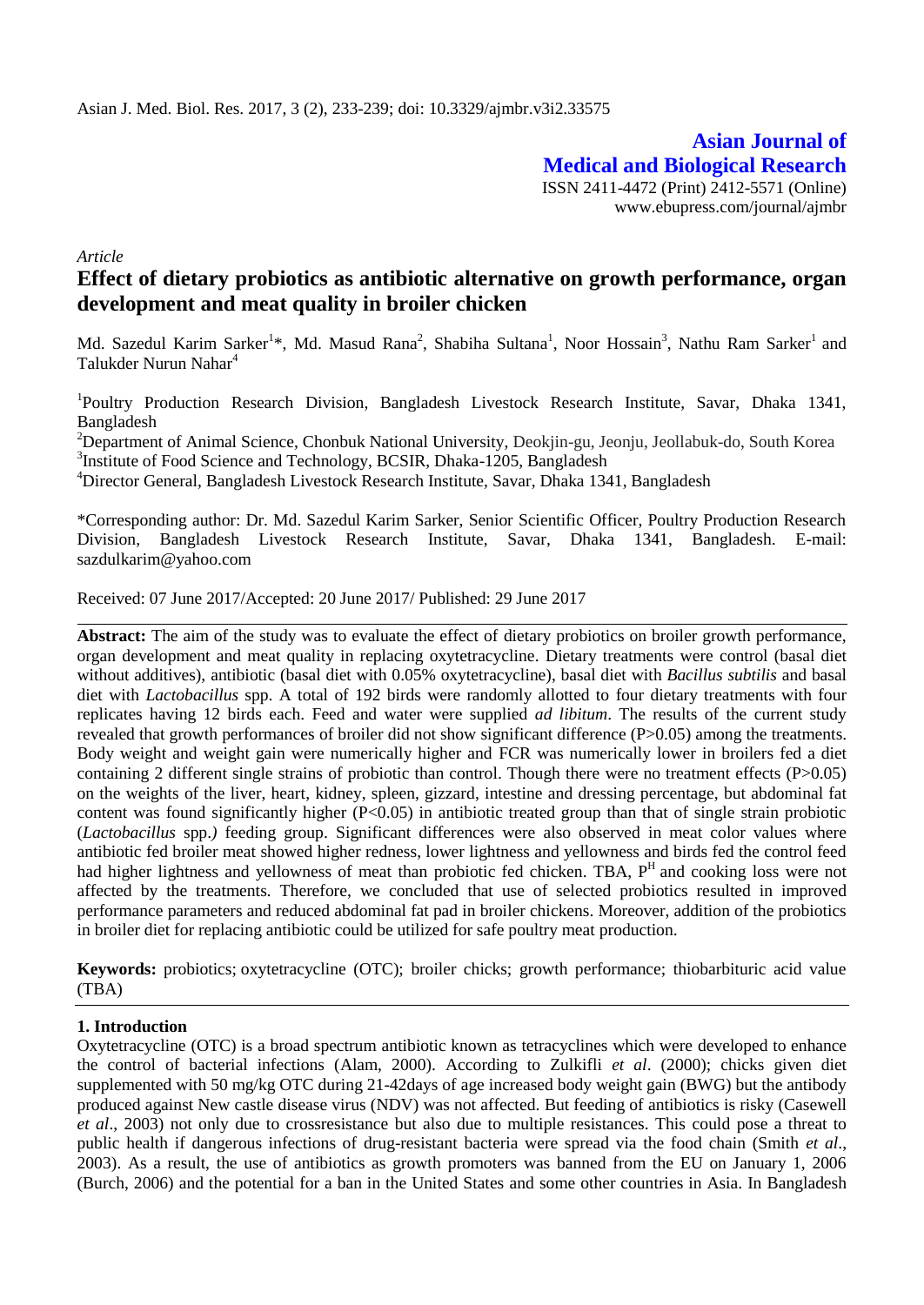Asian J. Med. Biol. Res. 2017, 3 (2), 233-239; doi: 10.3329/ajmbr.v3i2.33575

**Asian Journal of Medical and Biological Research**

ISSN 2411-4472 (Print) 2412-5571 (Online)
www.ebupress.com/journal/ajmbr

*Article*

# Effect of dietary probiotics as antibiotic alternative on growth performance, organ development and meat quality in broiler chicken

Md. Sazedul Karim Sarker[1]*, Md. Masud Rana[2], Shabiha Sultana[1], Noor Hossain[3], Nathu Ram Sarker[1] and Talukder Nurun Nahar[4]

[1]Poultry Production Research Division, Bangladesh Livestock Research Institute, Savar, Dhaka 1341, Bangladesh

[2]Department of Animal Science, Chonbuk National University, Deokjin-gu, Jeonju, Jeollabuk-do, South Korea

[3]Institute of Food Science and Technology, BCSIR, Dhaka-1205, Bangladesh

[4]Director General, Bangladesh Livestock Research Institute, Savar, Dhaka 1341, Bangladesh

*Corresponding author: Dr. Md. Sazedul Karim Sarker, Senior Scientific Officer, Poultry Production Research Division, Bangladesh Livestock Research Institute, Savar, Dhaka 1341, Bangladesh. E-mail: sazdulkarim@yahoo.com

Received: 07 June 2017/Accepted: 20 June 2017/ Published: 29 June 2017

**Abstract:** The aim of the study was to evaluate the effect of dietary probiotics on broiler growth performance, organ development and meat quality in replacing oxytetracycline. Dietary treatments were control (basal diet without additives), antibiotic (basal diet with 0.05% oxytetracycline), basal diet with *Bacillus subtilis* and basal diet with *Lactobacillus* spp. A total of 192 birds were randomly allotted to four dietary treatments with four replicates having 12 birds each. Feed and water were supplied *ad libitum*. The results of the current study revealed that growth performances of broiler did not show significant difference ($P>0.05$) among the treatments. Body weight and weight gain were numerically higher and FCR was numerically lower in broilers fed a diet containing 2 different single strains of probiotic than control. Though there were no treatment effects ($P>0.05$) on the weights of the liver, heart, kidney, spleen, gizzard, intestine and dressing percentage, but abdominal fat content was found significantly higher ($P<0.05$) in antibiotic treated group than that of single strain probiotic (*Lactobacillus* spp.*)* feeding group. Significant differences were also observed in meat color values where antibiotic fed broiler meat showed higher redness, lower lightness and yellowness and birds fed the control feed had higher lightness and yellowness of meat than probiotic fed chicken. TBA, $P^H$ and cooking loss were not affected by the treatments. Therefore, we concluded that use of selected probiotics resulted in improved performance parameters and reduced abdominal fat pad in broiler chickens. Moreover, addition of the probiotics in broiler diet for replacing antibiotic could be utilized for safe poultry meat production.

**Keywords:** probiotics; oxytetracycline (OTC); broiler chicks; growth performance; thiobarbituric acid value (TBA)

## 1. Introduction

Oxytetracycline (OTC) is a broad spectrum antibiotic known as tetracyclines which were developed to enhance the control of bacterial infections (Alam, 2000). According to Zulkifli *et al*. (2000); chicks given diet supplemented with 50 mg/kg OTC during 21-42days of age increased body weight gain (BWG) but the antibody produced against New castle disease virus (NDV) was not affected. But feeding of antibiotics is risky (Casewell *et al*., 2003) not only due to crossresistance but also due to multiple resistances. This could pose a threat to public health if dangerous infections of drug-resistant bacteria were spread via the food chain (Smith *et al*., 2003). As a result, the use of antibiotics as growth promoters was banned from the EU on January 1, 2006 (Burch, 2006) and the potential for a ban in the United States and some other countries in Asia. In Bangladesh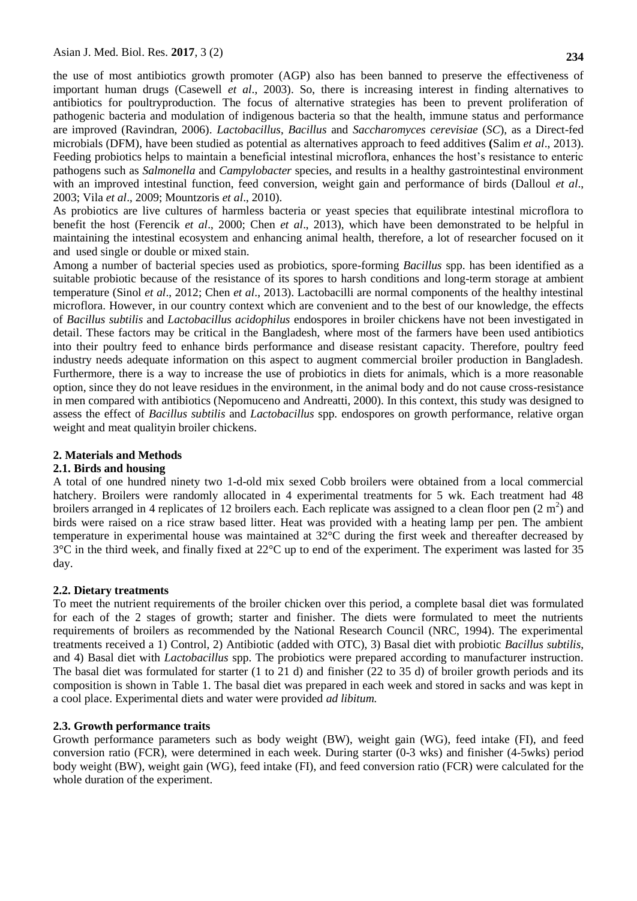the use of most antibiotics growth promoter (AGP) also has been banned to preserve the effectiveness of important human drugs (Casewell *et al*., 2003). So, there is increasing interest in finding alternatives to antibiotics for poultryproduction. The focus of alternative strategies has been to prevent proliferation of pathogenic bacteria and modulation of indigenous bacteria so that the health, immune status and performance are improved (Ravindran, 2006). *Lactobacillus*, *Bacillus* and *Saccharomyces cerevisiae* (*SC*), as a Direct-fed microbials (DFM), have been studied as potential as alternatives approach to feed additives **(**Salim *et al*., 2013). Feeding probiotics helps to maintain a beneficial intestinal microflora, enhances the host's resistance to enteric pathogens such as *Salmonella* and *Campylobacter* species, and results in a healthy gastrointestinal environment with an improved intestinal function, feed conversion, weight gain and performance of birds (Dalloul *et al*., 2003; Vila *et al*., 2009; Mountzoris *et al*., 2010).

As probiotics are live cultures of harmless bacteria or yeast species that equilibrate intestinal microflora to benefit the host (Ferencik *et al*., 2000; Chen *et al*., 2013), which have been demonstrated to be helpful in maintaining the intestinal ecosystem and enhancing animal health, therefore, a lot of researcher focused on it and used single or double or mixed stain.

Among a number of bacterial species used as probiotics, spore-forming *Bacillus* spp. has been identified as a suitable probiotic because of the resistance of its spores to harsh conditions and long-term storage at ambient temperature (Sinol *et al*., 2012; Chen *et al*., 2013). Lactobacilli are normal components of the healthy intestinal microflora. However, in our country context which are convenient and to the best of our knowledge, the effects of *Bacillus subtilis* and *Lactobacillus acidophilus* endospores in broiler chickens have not been investigated in detail. These factors may be critical in the Bangladesh, where most of the farmers have been used antibiotics into their poultry feed to enhance birds performance and disease resistant capacity. Therefore, poultry feed industry needs adequate information on this aspect to augment commercial broiler production in Bangladesh. Furthermore, there is a way to increase the use of probiotics in diets for animals, which is a more reasonable option, since they do not leave residues in the environment, in the animal body and do not cause cross-resistance in men compared with antibiotics (Nepomuceno and Andreatti, 2000). In this context, this study was designed to assess the effect of *Bacillus subtilis* and *Lactobacillus* spp. endospores on growth performance, relative organ weight and meat qualityin broiler chickens.

## 2. Materials and Methods

### 2.1. Birds and housing

A total of one hundred ninety two 1-d-old mix sexed Cobb broilers were obtained from a local commercial hatchery. Broilers were randomly allocated in 4 experimental treatments for 5 wk. Each treatment had 48 broilers arranged in 4 replicates of 12 broilers each. Each replicate was assigned to a clean floor pen (2 $m^2$) and birds were raised on a rice straw based litter. Heat was provided with a heating lamp per pen. The ambient temperature in experimental house was maintained at 32°C during the first week and thereafter decreased by 3°C in the third week, and finally fixed at 22°C up to end of the experiment. The experiment was lasted for 35 day.

### 2.2. Dietary treatments

To meet the nutrient requirements of the broiler chicken over this period, a complete basal diet was formulated for each of the 2 stages of growth; starter and finisher. The diets were formulated to meet the nutrients requirements of broilers as recommended by the National Research Council (NRC, 1994). The experimental treatments received a 1) Control, 2) Antibiotic (added with OTC), 3) Basal diet with probiotic *Bacillus subtilis*, and 4) Basal diet with *Lactobacillus* spp. The probiotics were prepared according to manufacturer instruction. The basal diet was formulated for starter (1 to 21 d) and finisher (22 to 35 d) of broiler growth periods and its composition is shown in Table 1. The basal diet was prepared in each week and stored in sacks and was kept in a cool place. Experimental diets and water were provided *ad libitum.*

### 2.3. Growth performance traits

Growth performance parameters such as body weight (BW), weight gain (WG), feed intake (FI), and feed conversion ratio (FCR), were determined in each week. During starter (0-3 wks) and finisher (4-5wks) period body weight (BW), weight gain (WG), feed intake (FI), and feed conversion ratio (FCR) were calculated for the whole duration of the experiment.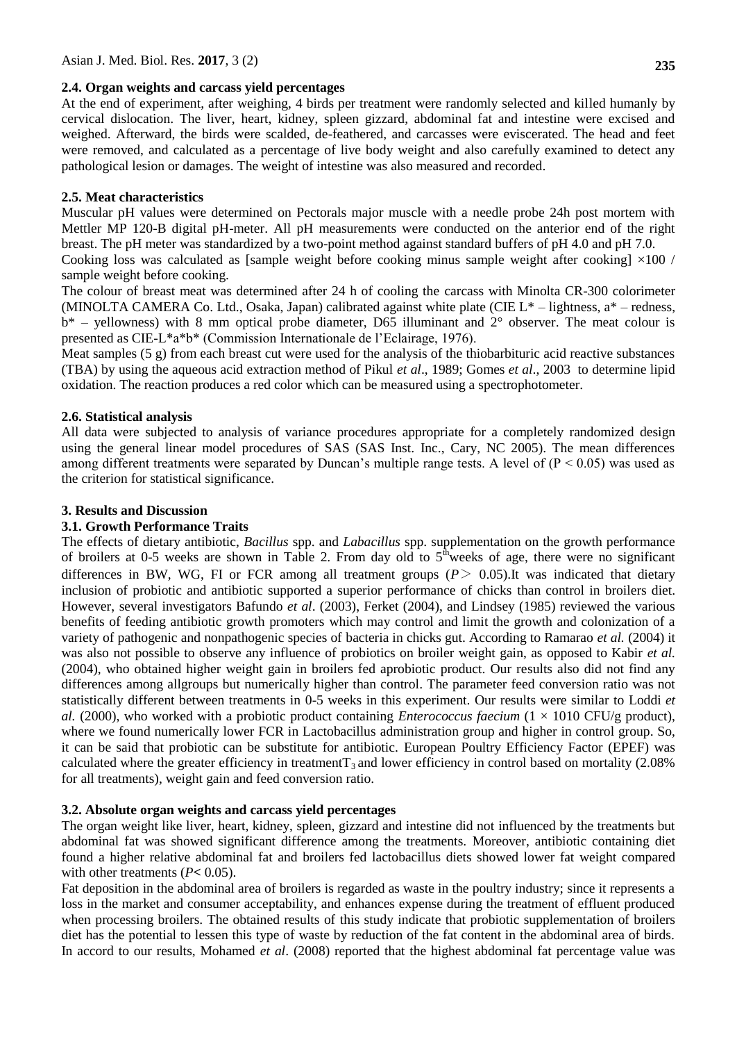### 2.4. Organ weights and carcass yield percentages

At the end of experiment, after weighing, 4 birds per treatment were randomly selected and killed humanly by cervical dislocation. The liver, heart, kidney, spleen gizzard, abdominal fat and intestine were excised and weighed. Afterward, the birds were scalded, de-feathered, and carcasses were eviscerated. The head and feet were removed, and calculated as a percentage of live body weight and also carefully examined to detect any pathological lesion or damages. The weight of intestine was also measured and recorded.

### 2.5. Meat characteristics

Muscular pH values were determined on Pectorals major muscle with a needle probe 24h post mortem with Mettler MP 120-B digital pH-meter. All pH measurements were conducted on the anterior end of the right breast. The pH meter was standardized by a two-point method against standard buffers of pH 4.0 and pH 7.0.

Cooking loss was calculated as [sample weight before cooking minus sample weight after cooking] ×100 / sample weight before cooking.

The colour of breast meat was determined after 24 h of cooling the carcass with Minolta CR-300 colorimeter (MINOLTA CAMERA Co. Ltd., Osaka, Japan) calibrated against white plate (CIE L* – lightness, a* – redness, b* – yellowness) with 8 mm optical probe diameter, D65 illuminant and 2° observer. The meat colour is presented as CIE-L*a*b* (Commission Internationale de l'Eclairage, 1976).

Meat samples (5 g) from each breast cut were used for the analysis of the thiobarbituric acid reactive substances (TBA) by using the aqueous acid extraction method of Pikul *et al*., 1989; Gomes *et al*., 2003 to determine lipid oxidation. The reaction produces a red color which can be measured using a spectrophotometer.

### 2.6. Statistical analysis

All data were subjected to analysis of variance procedures appropriate for a completely randomized design using the general linear model procedures of SAS (SAS Inst. Inc., Cary, NC 2005). The mean differences among different treatments were separated by Duncan's multiple range tests. A level of ($P < 0.05$) was used as the criterion for statistical significance.

## 3. Results and Discussion

### 3.1. Growth Performance Traits

The effects of dietary antibiotic, *Bacillus* spp. and *Labacillus* spp. supplementation on the growth performance of broilers at 0-5 weeks are shown in Table 2. From day old to $5^{th}$weeks of age, there were no significant differences in BW, WG, FI or FCR among all treatment groups ($P > 0.05$).It was indicated that dietary inclusion of probiotic and antibiotic supported a superior performance of chicks than control in broilers diet. However, several investigators Bafundo *et al*. (2003), Ferket (2004), and Lindsey (1985) reviewed the various benefits of feeding antibiotic growth promoters which may control and limit the growth and colonization of a variety of pathogenic and nonpathogenic species of bacteria in chicks gut. According to Ramarao *et al.* (2004) it was also not possible to observe any influence of probiotics on broiler weight gain, as opposed to Kabir *et al.* (2004), who obtained higher weight gain in broilers fed aprobiotic product. Our results also did not find any differences among allgroups but numerically higher than control. The parameter feed conversion ratio was not statistically different between treatments in 0-5 weeks in this experiment. Our results were similar to Loddi *et al.* (2000), who worked with a probiotic product containing *Enterococcus faecium* (1 × 1010 CFU/g product), where we found numerically lower FCR in Lactobacillus administration group and higher in control group. So, it can be said that probiotic can be substitute for antibiotic. European Poultry Efficiency Factor (EPEF) was calculated where the greater efficiency in treatment$T_3$ and lower efficiency in control based on mortality (2.08% for all treatments), weight gain and feed conversion ratio.

### 3.2. Absolute organ weights and carcass yield percentages

The organ weight like liver, heart, kidney, spleen, gizzard and intestine did not influenced by the treatments but abdominal fat was showed significant difference among the treatments. Moreover, antibiotic containing diet found a higher relative abdominal fat and broilers fed lactobacillus diets showed lower fat weight compared with other treatments ($P < 0.05$).

Fat deposition in the abdominal area of broilers is regarded as waste in the poultry industry; since it represents a loss in the market and consumer acceptability, and enhances expense during the treatment of effluent produced when processing broilers. The obtained results of this study indicate that probiotic supplementation of broilers diet has the potential to lessen this type of waste by reduction of the fat content in the abdominal area of birds. In accord to our results, Mohamed *et al*. (2008) reported that the highest abdominal fat percentage value was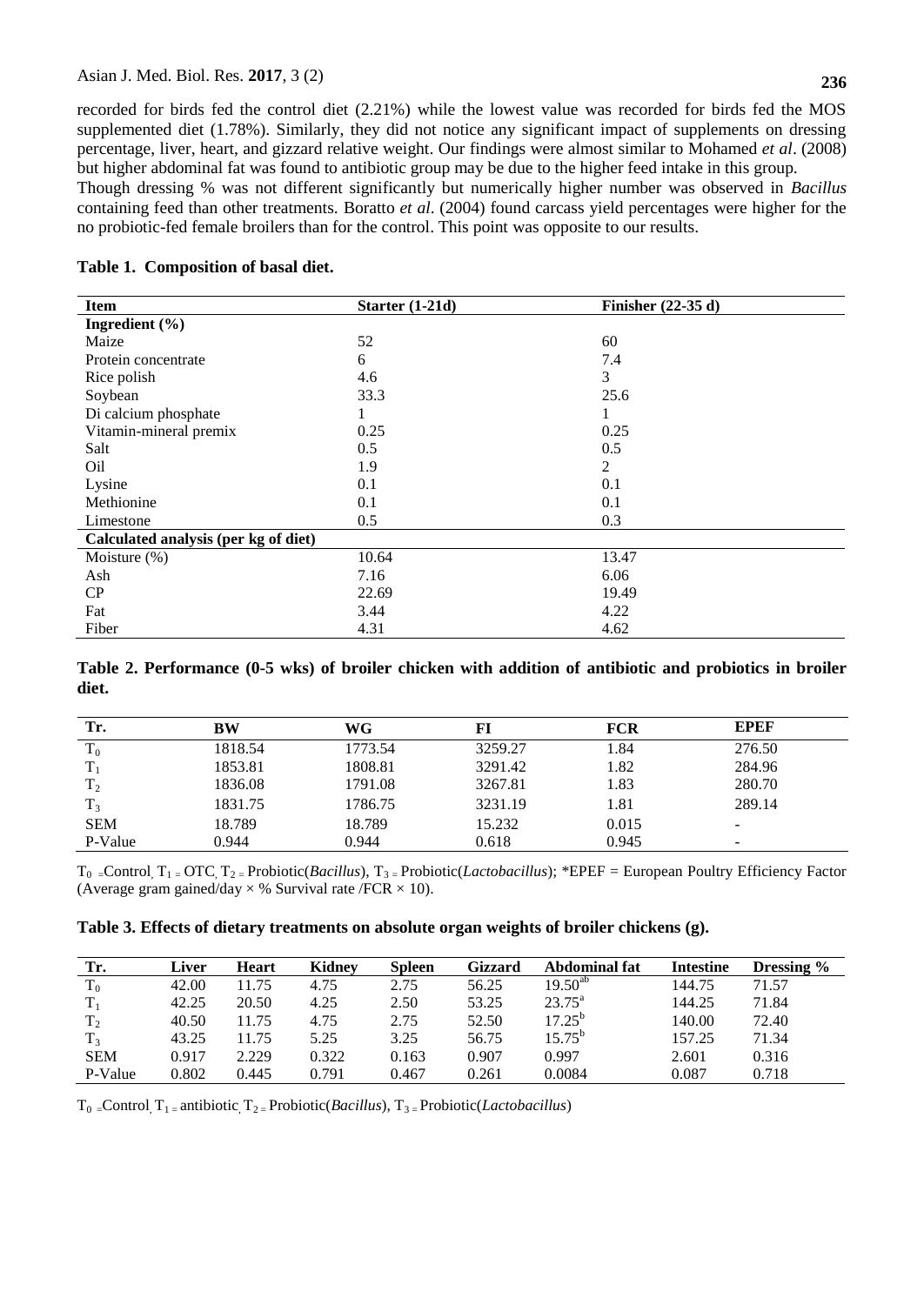recorded for birds fed the control diet (2.21%) while the lowest value was recorded for birds fed the MOS supplemented diet (1.78%). Similarly, they did not notice any significant impact of supplements on dressing percentage, liver, heart, and gizzard relative weight. Our findings were almost similar to Mohamed *et al*. (2008) but higher abdominal fat was found to antibiotic group may be due to the higher feed intake in this group.

Though dressing % was not different significantly but numerically higher number was observed in *Bacillus* containing feed than other treatments. Boratto *et al*. (2004) found carcass yield percentages were higher for the no probiotic-fed female broilers than for the control. This point was opposite to our results.

**Table 1. Composition of basal diet.**

| Item | Starter (1-21d) | Finisher (22-35 d) |
|---|---|---|
| **Ingredient (%)** | | |
| Maize | 52 | 60 |
| Protein concentrate | 6 | 7.4 |
| Rice polish | 4.6 | 3 |
| Soybean | 33.3 | 25.6 |
| Di calcium phosphate | 1 | 1 |
| Vitamin-mineral premix | 0.25 | 0.25 |
| Salt | 0.5 | 0.5 |
| Oil | 1.9 | 2 |
| Lysine | 0.1 | 0.1 |
| Methionine | 0.1 | 0.1 |
| Limestone | 0.5 | 0.3 |
| **Calculated analysis (per kg of diet)** | | |
| Moisture (%) | 10.64 | 13.47 |
| Ash | 7.16 | 6.06 |
| CP | 22.69 | 19.49 |
| Fat | 3.44 | 4.22 |
| Fiber | 4.31 | 4.62 |

**Table 2. Performance (0-5 wks) of broiler chicken with addition of antibiotic and probiotics in broiler diet.**

| Tr. | BW | WG | FI | FCR | EPEF |
|---|---|---|---|---|---|
| $T_0$ | 1818.54 | 1773.54 | 3259.27 | 1.84 | 276.50 |
| $T_1$ | 1853.81 | 1808.81 | 3291.42 | 1.82 | 284.96 |
| $T_2$ | 1836.08 | 1791.08 | 3267.81 | 1.83 | 280.70 |
| $T_3$ | 1831.75 | 1786.75 | 3231.19 | 1.81 | 289.14 |
| SEM | 18.789 | 18.789 | 15.232 | 0.015 | - |
| P-Value | 0.944 | 0.944 | 0.618 | 0.945 | - |

$T_0$ = Control, $T_1$ = OTC, $T_2$ = Probiotic(*Bacillus*), $T_3$ = Probiotic(*Lactobacillus*); *EPEF = European Poultry Efficiency Factor (Average gram gained/day × % Survival rate /FCR × 10).

**Table 3. Effects of dietary treatments on absolute organ weights of broiler chickens (g).**

| Tr. | Liver | Heart | Kidney | Spleen | Gizzard | Abdominal fat | Intestine | Dressing % |
|---|---|---|---|---|---|---|---|---|
| $T_0$ | 42.00 | 11.75 | 4.75 | 2.75 | 56.25 | $19.50^{ab}$ | 144.75 | 71.57 |
| $T_1$ | 42.25 | 20.50 | 4.25 | 2.50 | 53.25 | $23.75^{a}$ | 144.25 | 71.84 |
| $T_2$ | 40.50 | 11.75 | 4.75 | 2.75 | 52.50 | $17.25^{b}$ | 140.00 | 72.40 |
| $T_3$ | 43.25 | 11.75 | 5.25 | 3.25 | 56.75 | $15.75^{b}$ | 157.25 | 71.34 |
| SEM | 0.917 | 2.229 | 0.322 | 0.163 | 0.907 | 0.997 | 2.601 | 0.316 |
| P-Value | 0.802 | 0.445 | 0.791 | 0.467 | 0.261 | 0.0084 | 0.087 | 0.718 |

$T_0$ = Control, $T_1$ = antibiotic, $T_2$ = Probiotic(*Bacillus*), $T_3$ = Probiotic(*Lactobacillus*)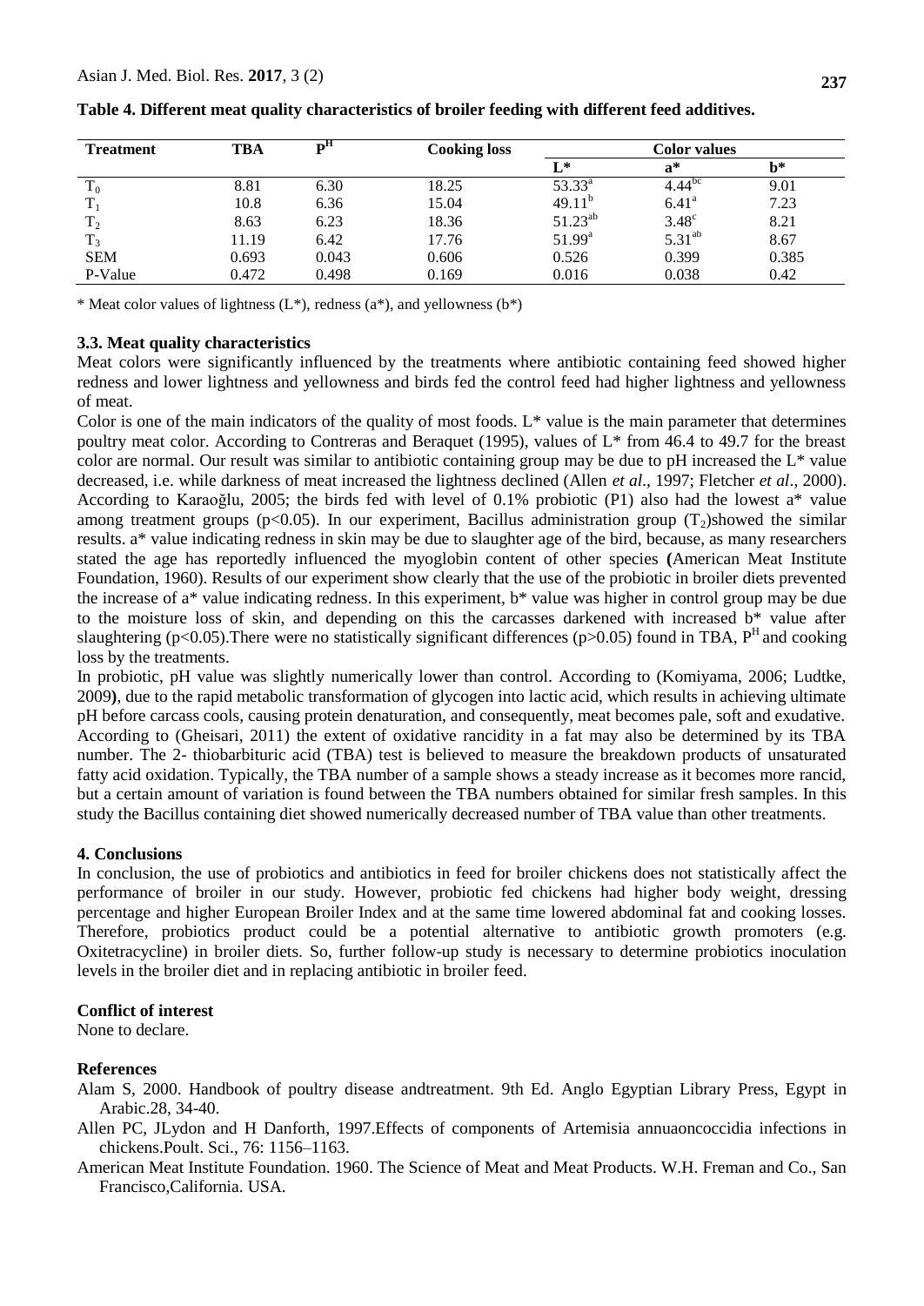**Table 4. Different meat quality characteristics of broiler feeding with different feed additives.**

| Treatment | TBA | $P^H$ | Cooking loss | Color values | | |
|---|---|---|---|---|---|---|
| | | | | L* | a* | b* |
| $T_0$ | 8.81 | 6.30 | 18.25 | $53.33^a$ | $4.44^{bc}$ | 9.01 |
| $T_1$ | 10.8 | 6.36 | 15.04 | $49.11^b$ | $6.41^a$ | 7.23 |
| $T_2$ | 8.63 | 6.23 | 18.36 | $51.23^{ab}$ | $3.48^c$ | 8.21 |
| $T_3$ | 11.19 | 6.42 | 17.76 | $51.99^a$ | $5.31^{ab}$ | 8.67 |
| SEM | 0.693 | 0.043 | 0.606 | 0.526 | 0.399 | 0.385 |
| P-Value | 0.472 | 0.498 | 0.169 | 0.016 | 0.038 | 0.42 |

* Meat color values of lightness (L*), redness (a*), and yellowness (b*)

### 3.3. Meat quality characteristics

Meat colors were significantly influenced by the treatments where antibiotic containing feed showed higher redness and lower lightness and yellowness and birds fed the control feed had higher lightness and yellowness of meat.

Color is one of the main indicators of the quality of most foods. L* value is the main parameter that determines poultry meat color. According to Contreras and Beraquet (1995), values of L* from 46.4 to 49.7 for the breast color are normal. Our result was similar to antibiotic containing group may be due to pH increased the L* value decreased, i.e. while darkness of meat increased the lightness declined (Allen *et al*., 1997; Fletcher *et al*., 2000). According to Karaoğlu, 2005; the birds fed with level of 0.1% probiotic (P1) also had the lowest a* value among treatment groups ($p<0.05$). In our experiment, Bacillus administration group ($T_2$)showed the similar results. a* value indicating redness in skin may be due to slaughter age of the bird, because, as many researchers stated the age has reportedly influenced the myoglobin content of other species **(**American Meat Institute Foundation, 1960). Results of our experiment show clearly that the use of the probiotic in broiler diets prevented the increase of a* value indicating redness. In this experiment, b* value was higher in control group may be due to the moisture loss of skin, and depending on this the carcasses darkened with increased b* value after slaughtering ($p<0.05$).There were no statistically significant differences ($p>0.05$) found in TBA, $P^H$ and cooking loss by the treatments.

In probiotic, pH value was slightly numerically lower than control. According to (Komiyama, 2006; Ludtke, 2009**)**, due to the rapid metabolic transformation of glycogen into lactic acid, which results in achieving ultimate pH before carcass cools, causing protein denaturation, and consequently, meat becomes pale, soft and exudative. According to (Gheisari, 2011) the extent of oxidative rancidity in a fat may also be determined by its TBA number. The 2- thiobarbituric acid (TBA) test is believed to measure the breakdown products of unsaturated fatty acid oxidation. Typically, the TBA number of a sample shows a steady increase as it becomes more rancid, but a certain amount of variation is found between the TBA numbers obtained for similar fresh samples. In this study the Bacillus containing diet showed numerically decreased number of TBA value than other treatments.

## 4. Conclusions

In conclusion, the use of probiotics and antibiotics in feed for broiler chickens does not statistically affect the performance of broiler in our study. However, probiotic fed chickens had higher body weight, dressing percentage and higher European Broiler Index and at the same time lowered abdominal fat and cooking losses. Therefore, probiotics product could be a potential alternative to antibiotic growth promoters (e.g. Oxitetracycline) in broiler diets. So, further follow-up study is necessary to determine probiotics inoculation levels in the broiler diet and in replacing antibiotic in broiler feed.

### Conflict of interest

None to declare.

### References

Alam S, 2000. Handbook of poultry disease andtreatment. 9th Ed. Anglo Egyptian Library Press, Egypt in Arabic.28, 34-40.

Allen PC, JLydon and H Danforth, 1997.Effects of components of Artemisia annuaoncoccidia infections in chickens.Poult. Sci., 76: 1156–1163.

American Meat Institute Foundation. 1960. The Science of Meat and Meat Products. W.H. Freman and Co., San Francisco,California. USA.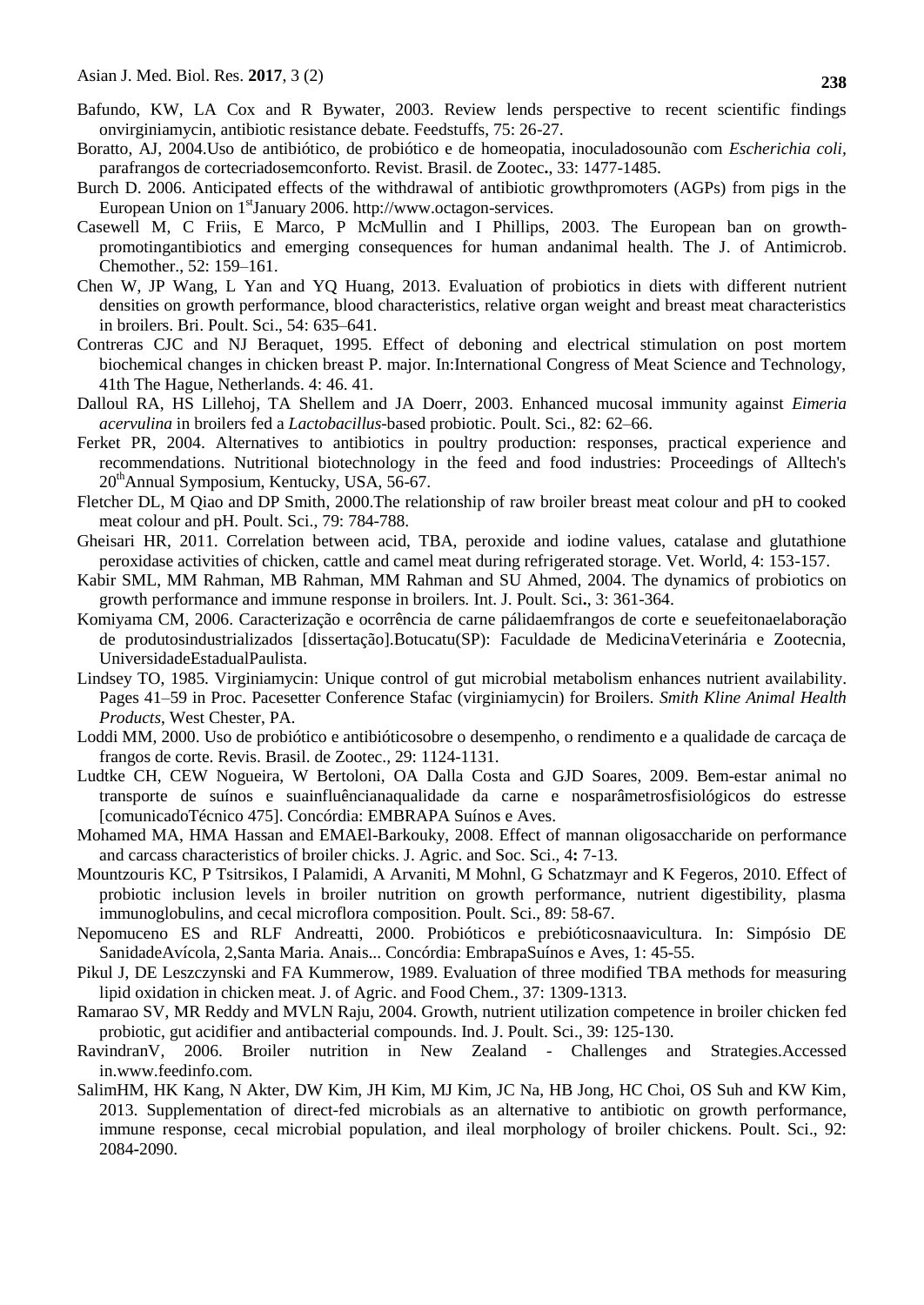Bafundo, KW, LA Cox and R Bywater, 2003. Review lends perspective to recent scientific findings onvirginiamycin, antibiotic resistance debate. Feedstuffs, 75: 26-27.

Boratto, AJ, 2004.Uso de antibiótico, de probiótico e de homeopatia, inoculadosounão com *Escherichia coli*, parafrangos de cortecriadosemconforto. Revist. Brasil. de Zootec**.**, 33: 1477-1485.

Burch D. 2006. Anticipated effects of the withdrawal of antibiotic growthpromoters (AGPs) from pigs in the European Union on 1[st]January 2006. http://www.octagon-services.

Casewell M, C Friis, E Marco, P McMullin and I Phillips, 2003. The European ban on growth-promotingantibiotics and emerging consequences for human andanimal health. The J. of Antimicrob. Chemother., 52: 159–161.

Chen W, JP Wang, L Yan and YQ Huang, 2013. Evaluation of probiotics in diets with different nutrient densities on growth performance, blood characteristics, relative organ weight and breast meat characteristics in broilers. Bri. Poult. Sci., 54: 635–641.

Contreras CJC and NJ Beraquet, 1995. Effect of deboning and electrical stimulation on post mortem biochemical changes in chicken breast P. major. In:International Congress of Meat Science and Technology, 41th The Hague, Netherlands. 4: 46. 41.

Dalloul RA, HS Lillehoj, TA Shellem and JA Doerr, 2003. Enhanced mucosal immunity against *Eimeria acervulina* in broilers fed a *Lactobacillus*-based probiotic. Poult. Sci., 82: 62–66.

Ferket PR, 2004. Alternatives to antibiotics in poultry production: responses, practical experience and recommendations. Nutritional biotechnology in the feed and food industries: Proceedings of Alltech's 20[th]Annual Symposium, Kentucky, USA, 56-67.

Fletcher DL, M Qiao and DP Smith, 2000.The relationship of raw broiler breast meat colour and pH to cooked meat colour and pH. Poult. Sci., 79: 784-788.

Gheisari HR, 2011. Correlation between acid, TBA, peroxide and iodine values, catalase and glutathione peroxidase activities of chicken, cattle and camel meat during refrigerated storage. Vet. World, 4: 153-157.

Kabir SML, MM Rahman, MB Rahman, MM Rahman and SU Ahmed, 2004. The dynamics of probiotics on growth performance and immune response in broilers. Int. J. Poult. Sci**.**, 3: 361-364.

Komiyama CM, 2006. Caracterização e ocorrência de carne pálidaemfrangos de corte e seuefeitonaelaboração de produtosindustrializados [dissertação].Botucatu(SP): Faculdade de MedicinaVeterinária e Zootecnia, UniversidadeEstadualPaulista.

Lindsey TO, 1985. Virginiamycin: Unique control of gut microbial metabolism enhances nutrient availability. Pages 41–59 in Proc. Pacesetter Conference Stafac (virginiamycin) for Broilers. *Smith Kline Animal Health Products*, West Chester, PA.

Loddi MM, 2000. Uso de probiótico e antibióticosobre o desempenho, o rendimento e a qualidade de carcaça de frangos de corte. Revis. Brasil. de Zootec., 29: 1124-1131.

Ludtke CH, CEW Nogueira, W Bertoloni, OA Dalla Costa and GJD Soares, 2009. Bem-estar animal no transporte de suínos e suainfluênciianaqualidade da carne e nosparâmetrosfisiológicos do estresse [comunicadoTécnico 475]. Concórdia: EMBRAPA Suínos e Aves.

Mohamed MA, HMA Hassan and EMAEl-Barkouky, 2008. Effect of mannan oligosaccharide on performance and carcass characteristics of broiler chicks. J. Agric. and Soc. Sci., 4**:** 7-13.

Mountzouris KC, P Tsitrsikos, I Palamidi, A Arvaniti, M Mohnl, G Schatzmayr and K Fegeros, 2010. Effect of probiotic inclusion levels in broiler nutrition on growth performance, nutrient digestibility, plasma immunoglobulins, and cecal microflora composition. Poult. Sci., 89: 58-67.

Nepomuceno ES and RLF Andreatti, 2000. Probióticos e prebióticosnaavicultura. In: Simpósio DE SanidadeAvícola, 2,Santa Maria. Anais... Concórdia: EmbrapaSuínos e Aves, 1: 45-55.

Pikul J, DE Leszczynski and FA Kummerow, 1989. Evaluation of three modified TBA methods for measuring lipid oxidation in chicken meat. J. of Agric. and Food Chem., 37: 1309-1313.

Ramarao SV, MR Reddy and MVLN Raju, 2004. Growth, nutrient utilization competence in broiler chicken fed probiotic, gut acidifier and antibacterial compounds. Ind. J. Poult. Sci., 39: 125-130.

RavindranV, 2006. Broiler nutrition in New Zealand - Challenges and Strategies.Accessed in.www.feedinfo.com.

SalimHM, HK Kang, N Akter, DW Kim, JH Kim, MJ Kim, JC Na, HB Jong, HC Choi, OS Suh and KW Kim, 2013. Supplementation of direct-fed microbials as an alternative to antibiotic on growth performance, immune response, cecal microbial population, and ileal morphology of broiler chickens. Poult. Sci., 92: 2084-2090.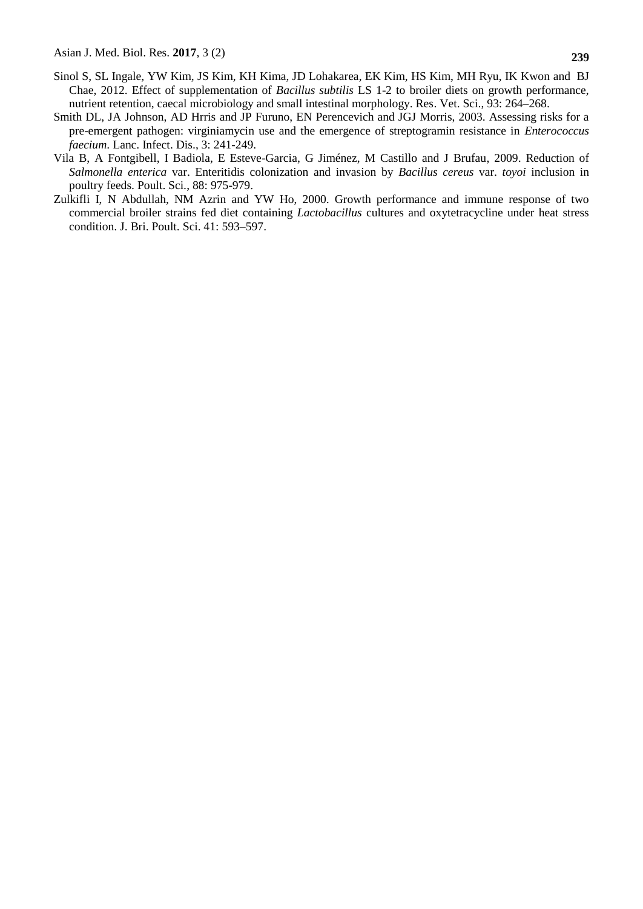Sinol S, SL Ingale, YW Kim, JS Kim, KH Kima, JD Lohakarea, EK Kim, HS Kim, MH Ryu, IK Kwon and BJ Chae, 2012. Effect of supplementation of *Bacillus subtilis* LS 1-2 to broiler diets on growth performance, nutrient retention, caecal microbiology and small intestinal morphology. Res. Vet. Sci., 93: 264–268.

Smith DL, JA Johnson, AD Hrris and JP Furuno, EN Perencevich and JGJ Morris, 2003. Assessing risks for a pre-emergent pathogen: virginiamycin use and the emergence of streptogramin resistance in *Enterococcus faecium*. Lanc. Infect. Dis., 3: 241-249.

Vila B, A Fontgibell, I Badiola, E Esteve-Garcia, G Jiménez, M Castillo and J Brufau, 2009. Reduction of *Salmonella enterica* var. Enteritidis colonization and invasion by *Bacillus cereus* var. *toyoi* inclusion in poultry feeds. Poult. Sci., 88: 975-979.

Zulkifli I, N Abdullah, NM Azrin and YW Ho, 2000. Growth performance and immune response of two commercial broiler strains fed diet containing *Lactobacillus* cultures and oxytetracycline under heat stress condition. J. Bri. Poult. Sci. 41: 593–597.